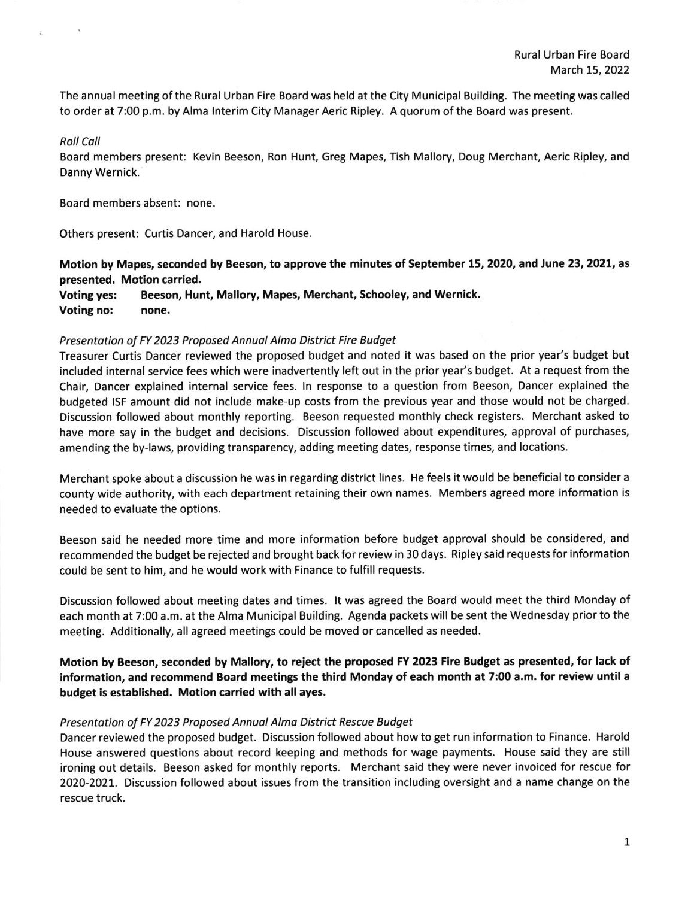Rural Urban Fire Board
March 15, 2022

The annual meeting of the Rural Urban Fire Board was held at the City Municipal Building. The meeting was called to order at 7:00 p.m. by Alma Interim City Manager Aeric Ripley. A quorum of the Board was present.

*Roll Call*

Board members present: Kevin Beeson, Ron Hunt, Greg Mapes, Tish Mallory, Doug Merchant, Aeric Ripley, and Danny Wernick.

Board members absent: none.

Others present: Curtis Dancer, and Harold House.

**Motion by Mapes, seconded by Beeson, to approve the minutes of September 15, 2020, and June 23, 2021, as presented. Motion carried.**

**Voting yes: Beeson, Hunt, Mallory, Mapes, Merchant, Schooley, and Wernick.**

**Voting no: none.**

*Presentation of FY 2023 Proposed Annual Alma District Fire Budget*

Treasurer Curtis Dancer reviewed the proposed budget and noted it was based on the prior year's budget but included internal service fees which were inadvertently left out in the prior year's budget. At a request from the Chair, Dancer explained internal service fees. In response to a question from Beeson, Dancer explained the budgeted ISF amount did not include make-up costs from the previous year and those would not be charged. Discussion followed about monthly reporting. Beeson requested monthly check registers. Merchant asked to have more say in the budget and decisions. Discussion followed about expenditures, approval of purchases, amending the by-laws, providing transparency, adding meeting dates, response times, and locations.

Merchant spoke about a discussion he was in regarding district lines. He feels it would be beneficial to consider a county wide authority, with each department retaining their own names. Members agreed more information is needed to evaluate the options.

Beeson said he needed more time and more information before budget approval should be considered, and recommended the budget be rejected and brought back for review in 30 days. Ripley said requests for information could be sent to him, and he would work with Finance to fulfill requests.

Discussion followed about meeting dates and times. It was agreed the Board would meet the third Monday of each month at 7:00 a.m. at the Alma Municipal Building. Agenda packets will be sent the Wednesday prior to the meeting. Additionally, all agreed meetings could be moved or cancelled as needed.

**Motion by Beeson, seconded by Mallory, to reject the proposed FY 2023 Fire Budget as presented, for lack of information, and recommend Board meetings the third Monday of each month at 7:00 a.m. for review until a budget is established. Motion carried with all ayes.**

*Presentation of FY 2023 Proposed Annual Alma District Rescue Budget*

Dancer reviewed the proposed budget. Discussion followed about how to get run information to Finance. Harold House answered questions about record keeping and methods for wage payments. House said they are still ironing out details. Beeson asked for monthly reports. Merchant said they were never invoiced for rescue for 2020-2021. Discussion followed about issues from the transition including oversight and a name change on the rescue truck.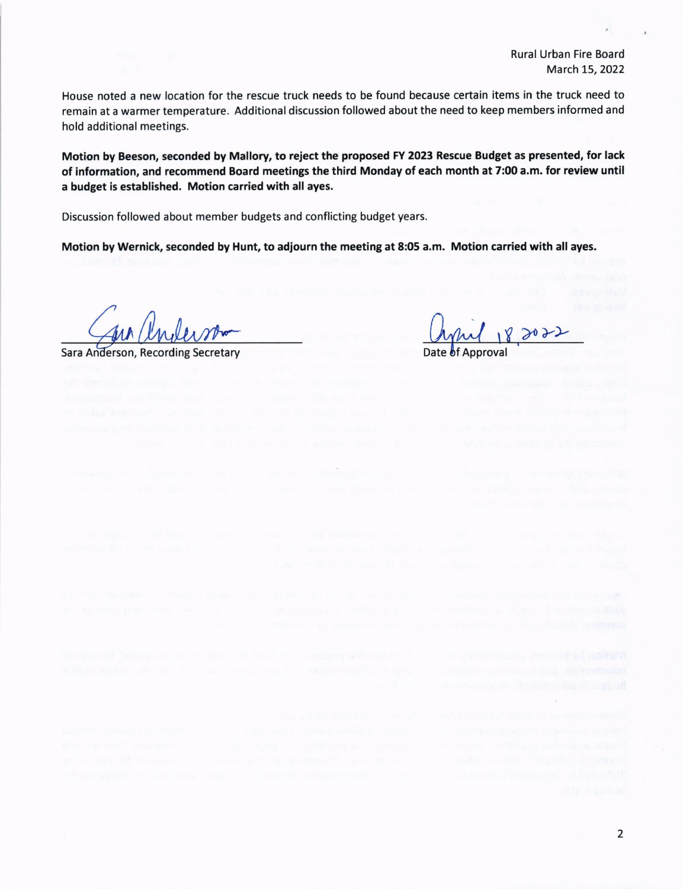House noted a new location for the rescue truck needs to be found because certain items in the truck need to remain at a warmer temperature. Additional discussion followed about the need to keep members informed and hold additional meetings.

**Motion by Beeson, seconded by Mallory, to reject the proposed FY 2023 Rescue Budget as presented, for lack of information, and recommend Board meetings the third Monday of each month at 7:00 a.m. for review until a budget is established. Motion carried with all ayes.**

Discussion followed about member budgets and conflicting budget years.

**Motion by Wernick, seconded by Hunt, to adjourn the meeting at 8:05 a.m. Motion carried with all ayes.**

Sara Anderson
Sara Anderson, Recording Secretary

April 18, 2022
Date of Approval